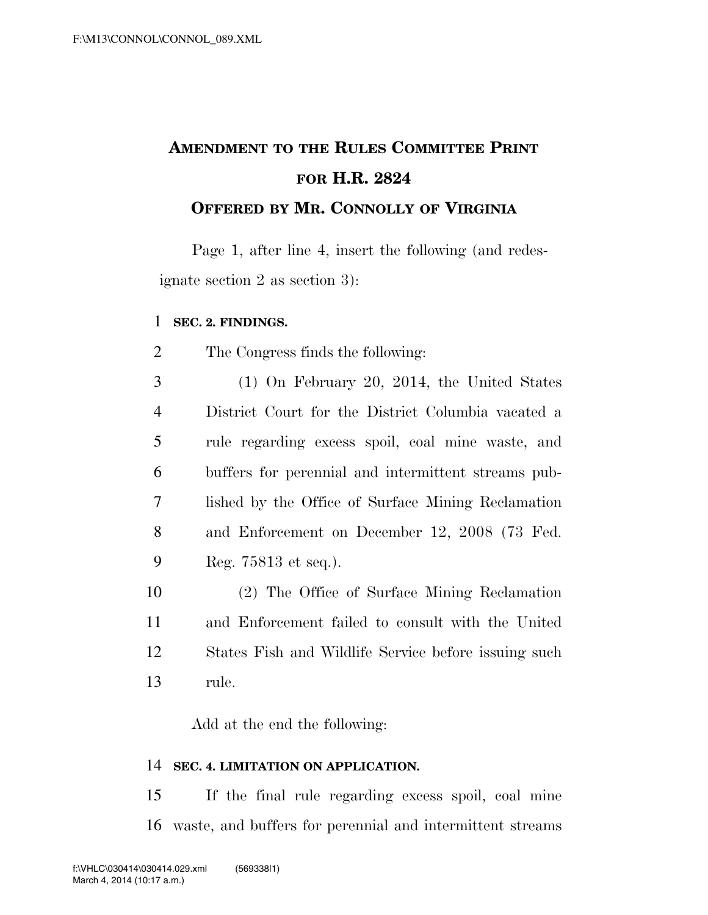**AMENDMENT TO THE RULES COMMITTEE PRINT FOR H.R. 2824**

**OFFERED BY MR. CONNOLLY OF VIRGINIA**

Page 1, after line 4, insert the following (and redesignate section 2 as section 3):

**SEC. 2. FINDINGS.**

The Congress finds the following:

(1) On February 20, 2014, the United States District Court for the District Columbia vacated a rule regarding excess spoil, coal mine waste, and buffers for perennial and intermittent streams published by the Office of Surface Mining Reclamation and Enforcement on December 12, 2008 (73 Fed. Reg. 75813 et seq.).

(2) The Office of Surface Mining Reclamation and Enforcement failed to consult with the United States Fish and Wildlife Service before issuing such rule.

Add at the end the following:

**SEC. 4. LIMITATION ON APPLICATION.**

If the final rule regarding excess spoil, coal mine waste, and buffers for perennial and intermittent streams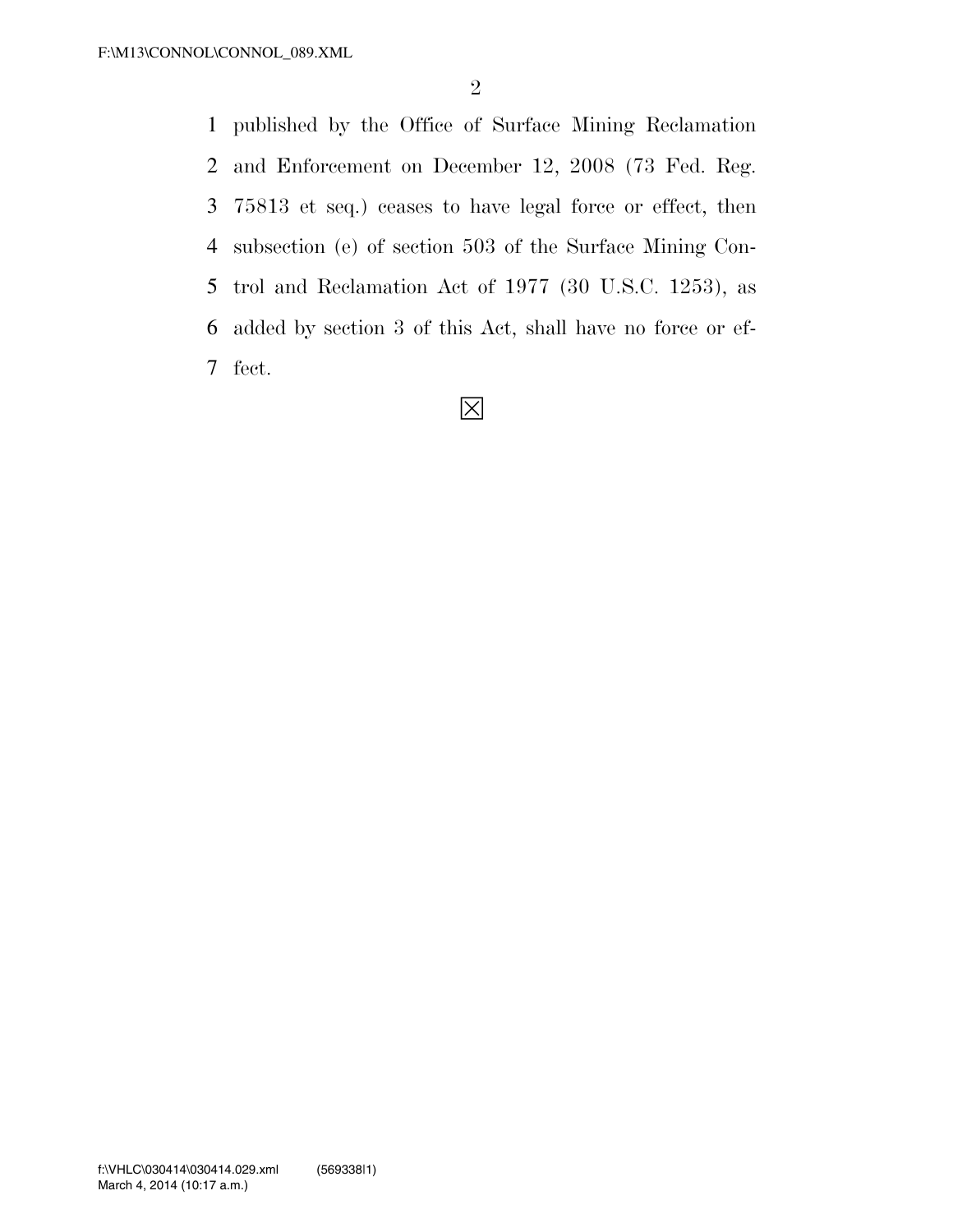published by the Office of Surface Mining Reclamation and Enforcement on December 12, 2008 (73 Fed. Reg. 75813 et seq.) ceases to have legal force or effect, then subsection (e) of section 503 of the Surface Mining Control and Reclamation Act of 1977 (30 U.S.C. 1253), as added by section 3 of this Act, shall have no force or effect.